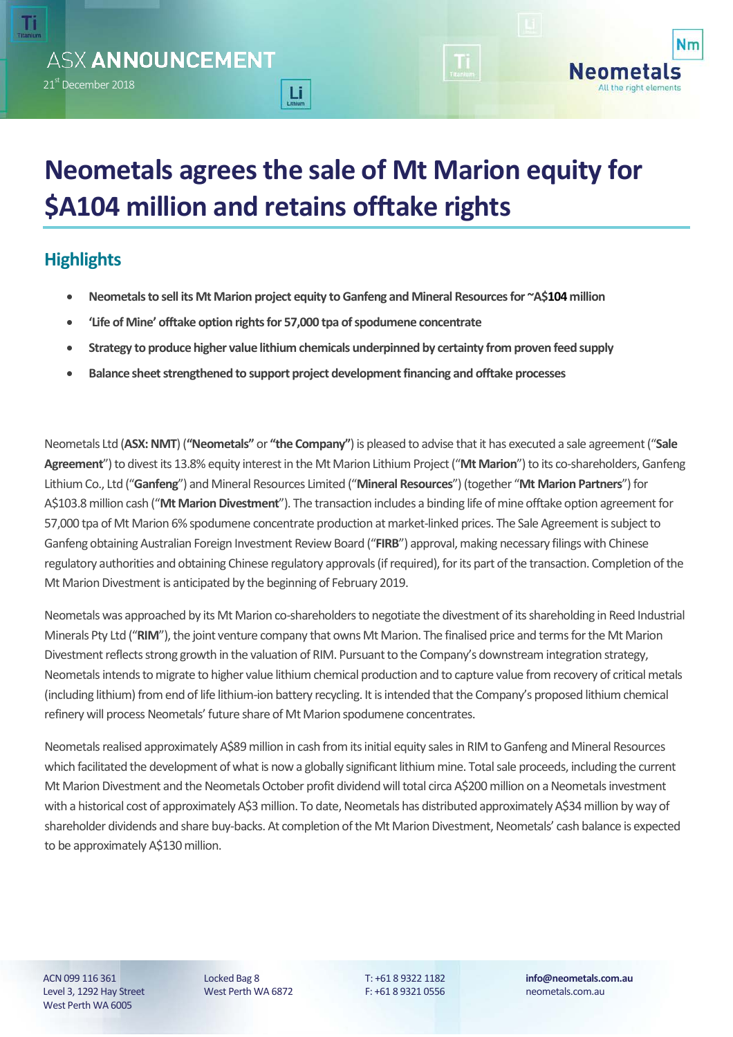ASX ANNOUNCEMENT

21st December 2018

# Neometals agrees the sale of Mt Marion equity for $A104 million and retains offtake rights

## Highlights

- **Neometals to sell its Mt Marion project equity to Ganfeng and Mineral Resources for ~A$104 million**
- **'Life of Mine' offtake option rights for 57,000 tpa of spodumene concentrate**
- **Strategy to produce higher value lithium chemicals underpinned by certainty from proven feed supply**
- **Balance sheet strengthened to support project development financing and offtake processes**

Neometals Ltd (**ASX: NMT**) (**"Neometals"** or **"the Company"**) is pleased to advise that it has executed a sale agreement ("**Sale Agreement**") to divest its 13.8% equity interest in the Mt Marion Lithium Project ("**Mt Marion**") to its co-shareholders, Ganfeng Lithium Co., Ltd ("**Ganfeng**") and Mineral Resources Limited ("**Mineral Resources**") (together "**Mt Marion Partners**") for A$103.8 million cash ("**Mt Marion Divestment**"). The transaction includes a binding life of mine offtake option agreement for 57,000 tpa of Mt Marion 6% spodumene concentrate production at market-linked prices. The Sale Agreement is subject to Ganfeng obtaining Australian Foreign Investment Review Board ("**FIRB**") approval, making necessary filings with Chinese regulatory authorities and obtaining Chinese regulatory approvals (if required), for its part of the transaction. Completion of the Mt Marion Divestment is anticipated by the beginning of February 2019.

Neometals was approached by its Mt Marion co-shareholders to negotiate the divestment of its shareholding in Reed Industrial Minerals Pty Ltd ("**RIM**"), the joint venture company that owns Mt Marion. The finalised price and terms for the Mt Marion Divestment reflects strong growth in the valuation of RIM. Pursuant to the Company's downstream integration strategy, Neometals intends to migrate to higher value lithium chemical production and to capture value from recovery of critical metals (including lithium) from end of life lithium-ion battery recycling. It is intended that the Company's proposed lithium chemical refinery will process Neometals' future share of Mt Marion spodumene concentrates.

Neometals realised approximately A$89 million in cash from its initial equity sales in RIM to Ganfeng and Mineral Resources which facilitated the development of what is now a globally significant lithium mine. Total sale proceeds, including the current Mt Marion Divestment and the Neometals October profit dividend will total circa A$200 million on a Neometals investment with a historical cost of approximately A$3 million. To date, Neometals has distributed approximately A$34 million by way of shareholder dividends and share buy-backs. At completion of the Mt Marion Divestment, Neometals' cash balance is expected to be approximately A$130 million.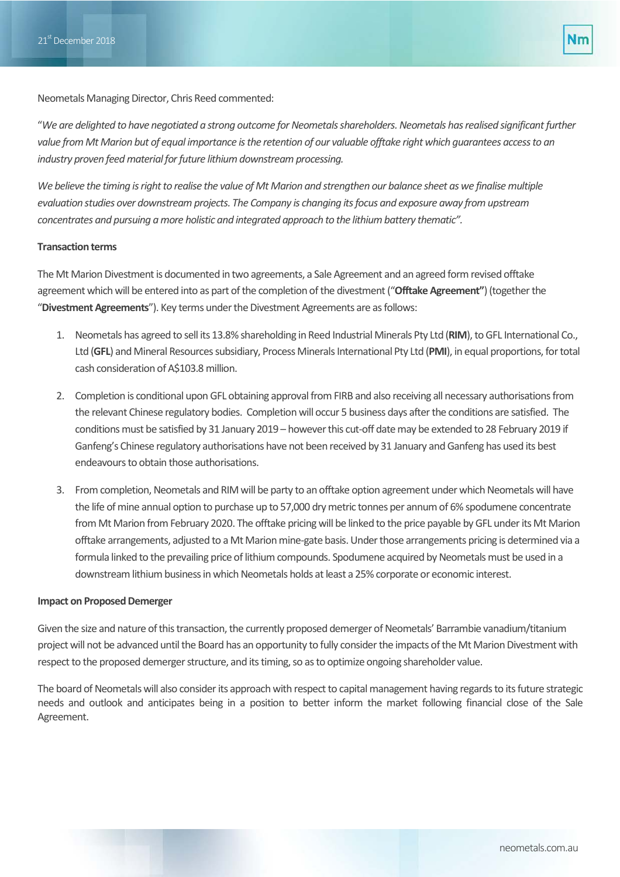Neometals Managing Director, Chris Reed commented:

"*We are delighted to have negotiated a strong outcome for Neometals shareholders. Neometals has realised significant further value from Mt Marion but of equal importance is the retention of our valuable offtake right which guarantees access to an industry proven feed material for future lithium downstream processing.*

*We believe the timing is right to realise the value of Mt Marion and strengthen our balance sheet as we finalise multiple evaluation studies over downstream projects. The Company is changing its focus and exposure away from upstream concentrates and pursuing a more holistic and integrated approach to the lithium battery thematic".*

**Transaction terms**

The Mt Marion Divestment is documented in two agreements, a Sale Agreement and an agreed form revised offtake agreement which will be entered into as part of the completion of the divestment ("**Offtake Agreement"**) (together the "**Divestment Agreements**"). Key terms under the Divestment Agreements are as follows:

1. Neometals has agreed to sell its 13.8% shareholding in Reed Industrial Minerals Pty Ltd (**RIM**), to GFL International Co., Ltd (**GFL**) and Mineral Resources subsidiary, Process Minerals International Pty Ltd (**PMI**), in equal proportions, for total cash consideration of A$103.8 million.
2. Completion is conditional upon GFL obtaining approval from FIRB and also receiving all necessary authorisations from the relevant Chinese regulatory bodies. Completion will occur 5 business days after the conditions are satisfied. The conditions must be satisfied by 31 January 2019 – however this cut-off date may be extended to 28 February 2019 if Ganfeng's Chinese regulatory authorisations have not been received by 31 January and Ganfeng has used its best endeavours to obtain those authorisations.
3. From completion, Neometals and RIM will be party to an offtake option agreement under which Neometals will have the life of mine annual option to purchase up to 57,000 dry metric tonnes per annum of 6% spodumene concentrate from Mt Marion from February 2020. The offtake pricing will be linked to the price payable by GFL under its Mt Marion offtake arrangements, adjusted to a Mt Marion mine-gate basis. Under those arrangements pricing is determined via a formula linked to the prevailing price of lithium compounds. Spodumene acquired by Neometals must be used in a downstream lithium business in which Neometals holds at least a 25% corporate or economic interest.

**Impact on Proposed Demerger**

Given the size and nature of this transaction, the currently proposed demerger of Neometals' Barrambie vanadium/titanium project will not be advanced until the Board has an opportunity to fully consider the impacts of the Mt Marion Divestment with respect to the proposed demerger structure, and its timing, so as to optimize ongoing shareholder value.

The board of Neometals will also consider its approach with respect to capital management having regards to its future strategic needs and outlook and anticipates being in a position to better inform the market following financial close of the Sale Agreement.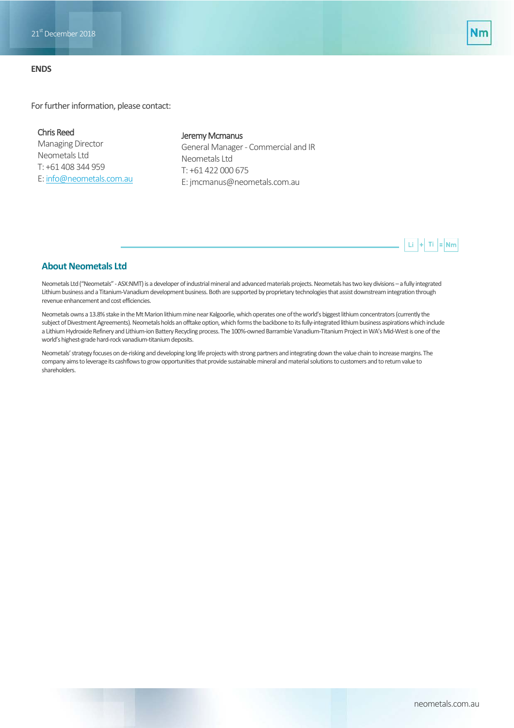**ENDS**

For further information, please contact:

Chris Reed
Managing Director
Neometals Ltd
T: +61 408 344 959
E: info@neometals.com.au

Jeremy Mcmanus
General Manager - Commercial and IR
Neometals Ltd
T: +61 422 000 675
E: jmcmanus@neometals.com.au

## About Neometals Ltd

Neometals Ltd ("Neometals" - ASX:NMT) is a developer of industrial mineral and advanced materials projects. Neometals has two key divisions – a fully integrated Lithium business and a Titanium-Vanadium development business. Both are supported by proprietary technologies that assist downstream integration through revenue enhancement and cost efficiencies.

Neometals owns a 13.8% stake in the Mt Marion lithium mine near Kalgoorlie, which operates one of the world's biggest lithium concentrators (currently the subject of Divestment Agreements). Neometals holds an offtake option, which forms the backbone to its fully-integrated lithium business aspirations which include a Lithium Hydroxide Refinery and Lithium-ion Battery Recycling process. The 100%-owned Barrambie Vanadium-Titanium Project in WA's Mid-West is one of the world's highest-grade hard-rock vanadium-titanium deposits.

Neometals' strategy focuses on de-risking and developing long life projects with strong partners and integrating down the value chain to increase margins. The company aims to leverage its cashflows to grow opportunities that provide sustainable mineral and material solutions to customers and to return value to shareholders.